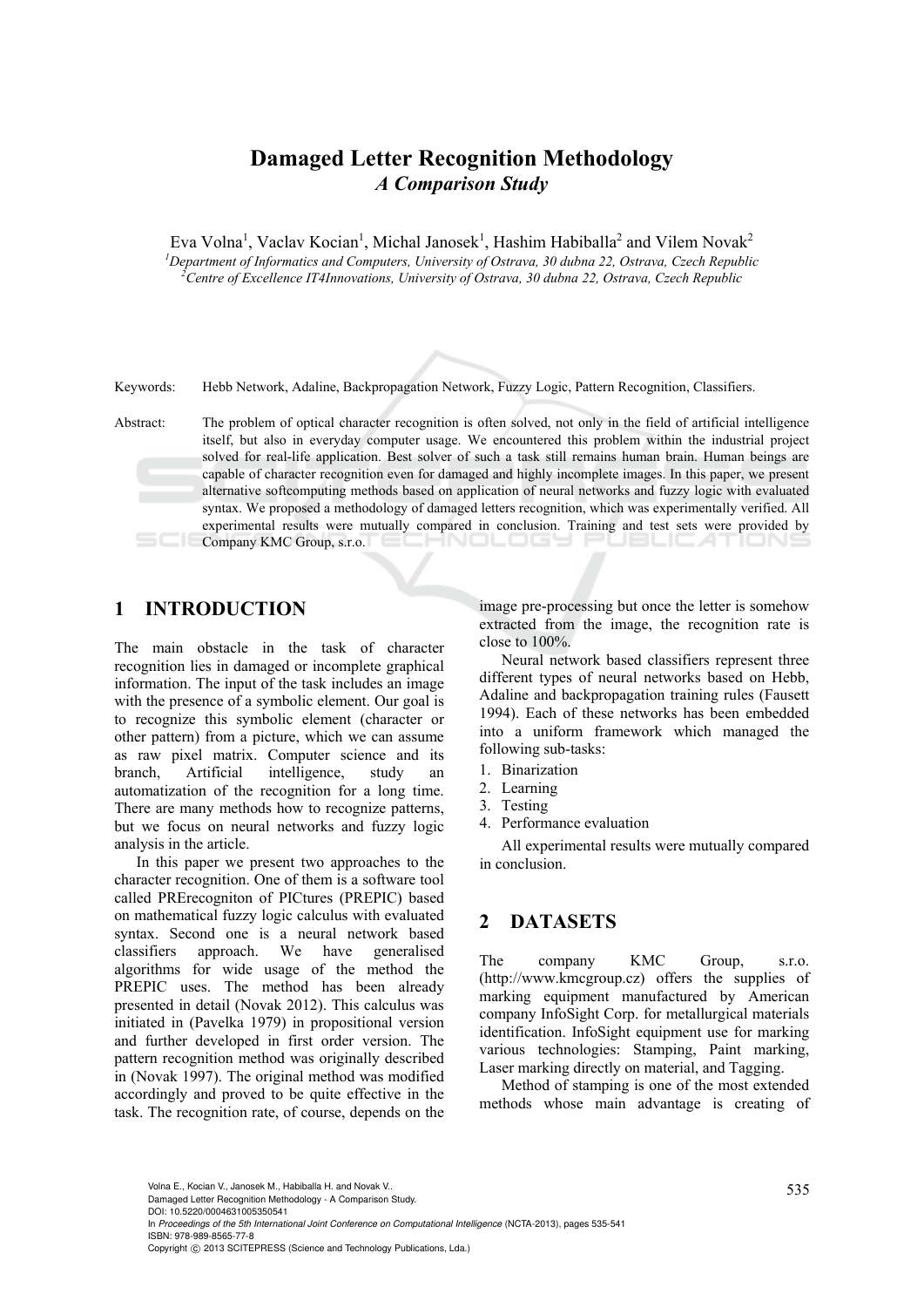# Damaged Letter Recognition Methodology

## *A Comparison Study*

Eva Volna[1], Vaclav Kocian[1], Michal Janosek[1], Hashim Habiballa[2] and Vilem Novak[2]

[1]*Department of Informatics and Computers, University of Ostrava, 30 dubna 22, Ostrava, Czech Republic*
[2]*Centre of Excellence IT4Innovations, University of Ostrava, 30 dubna 22, Ostrava, Czech Republic*

Keywords: Hebb Network, Adaline, Backpropagation Network, Fuzzy Logic, Pattern Recognition, Classifiers.

Abstract: The problem of optical character recognition is often solved, not only in the field of artificial intelligence itself, but also in everyday computer usage. We encountered this problem within the industrial project solved for real-life application. Best solver of such a task still remains human brain. Human beings are capable of character recognition even for damaged and highly incomplete images. In this paper, we present alternative softcomputing methods based on application of neural networks and fuzzy logic with evaluated syntax. We proposed a methodology of damaged letters recognition, which was experimentally verified. All experimental results were mutually compared in conclusion. Training and test sets were provided by Company KMC Group, s.r.o.

## 1 INTRODUCTION

The main obstacle in the task of character recognition lies in damaged or incomplete graphical information. The input of the task includes an image with the presence of a symbolic element. Our goal is to recognize this symbolic element (character or other pattern) from a picture, which we can assume as raw pixel matrix. Computer science and its branch, Artificial intelligence, study an automatization of the recognition for a long time. There are many methods how to recognize patterns, but we focus on neural networks and fuzzy logic analysis in the article.

In this paper we present two approaches to the character recognition. One of them is a software tool called PRErecogniton of PICtures (PREPIC) based on mathematical fuzzy logic calculus with evaluated syntax. Second one is a neural network based classifiers approach. We have generalised algorithms for wide usage of the method the PREPIC uses. The method has been already presented in detail (Novak 2012). This calculus was initiated in (Pavelka 1979) in propositional version and further developed in first order version. The pattern recognition method was originally described in (Novak 1997). The original method was modified accordingly and proved to be quite effective in the task. The recognition rate, of course, depends on the image pre-processing but once the letter is somehow extracted from the image, the recognition rate is close to 100%.

Neural network based classifiers represent three different types of neural networks based on Hebb, Adaline and backpropagation training rules (Fausett 1994). Each of these networks has been embedded into a uniform framework which managed the following sub-tasks:

1. Binarization
2. Learning
3. Testing
4. Performance evaluation

All experimental results were mutually compared in conclusion.

## 2 DATASETS

The company KMC Group, s.r.o. (http://www.kmcgroup.cz) offers the supplies of marking equipment manufactured by American company InfoSight Corp. for metallurgical materials identification. InfoSight equipment use for marking various technologies: Stamping, Paint marking, Laser marking directly on material, and Tagging.

Method of stamping is one of the most extended methods whose main advantage is creating of

Volna E., Kocian V., Janosek M., Habiballa H. and Novak V..
Damaged Letter Recognition Methodology - A Comparison Study.
DOI: 10.5220/0004631005350541
In *Proceedings of the 5th International Joint Conference on Computational Intelligence* (NCTA-2013), pages 535-541
ISBN: 978-989-8565-77-8
Copyright © 2013 SCITEPRESS (Science and Technology Publications, Lda.)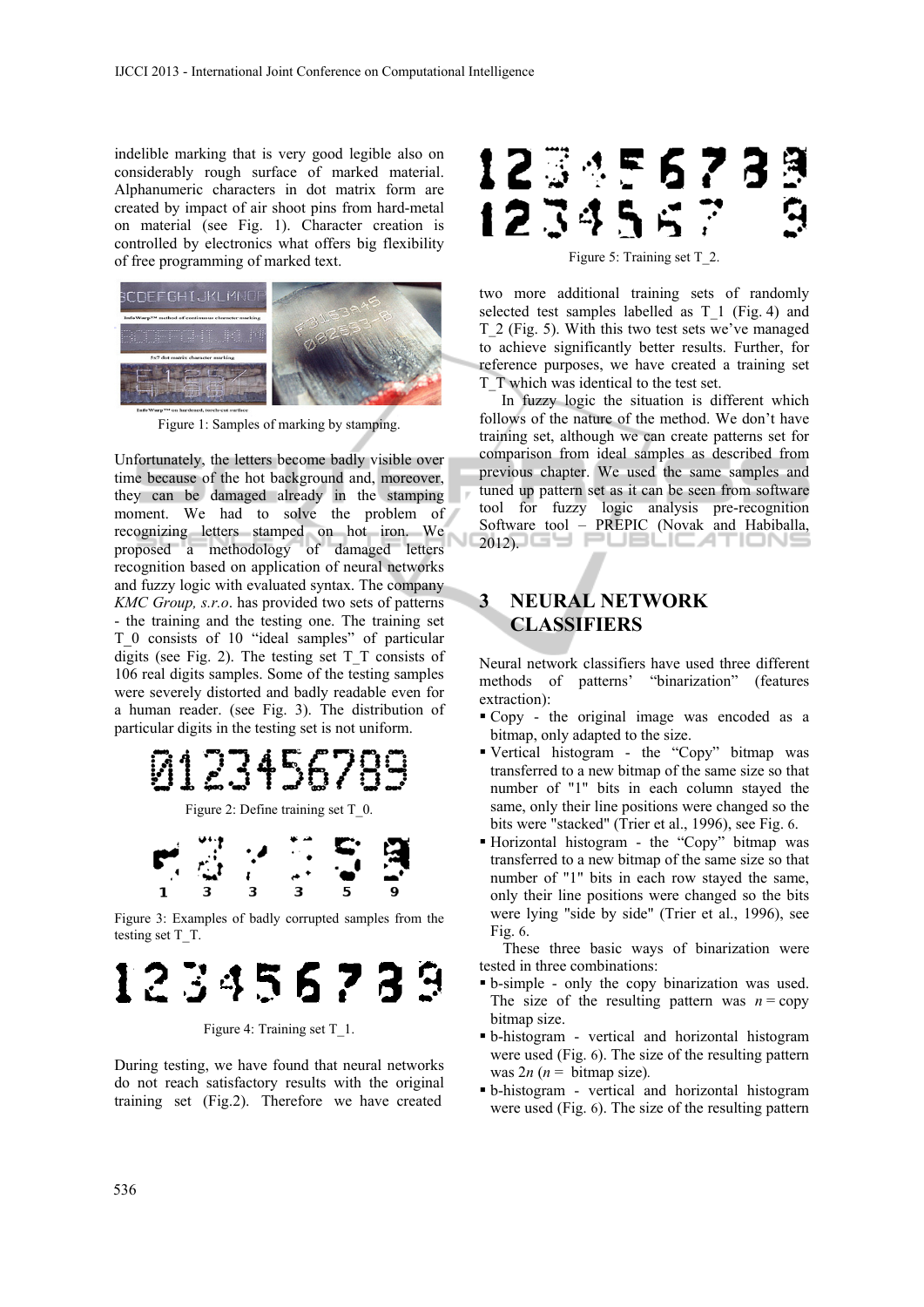indelible marking that is very good legible also on considerably rough surface of marked material. Alphanumeric characters in dot matrix form are created by impact of air shoot pins from hard-metal on material (see Fig. 1). Character creation is controlled by electronics what offers big flexibility of free programming of marked text.

Figure 1: Samples of marking by stamping.

Unfortunately, the letters become badly visible over time because of the hot background and, moreover, they can be damaged already in the stamping moment. We had to solve the problem of recognizing letters stamped on hot iron. We proposed a methodology of damaged letters recognition based on application of neural networks and fuzzy logic with evaluated syntax. The company *KMC Group, s.r.o*. has provided two sets of patterns - the training and the testing one. The training set T_0 consists of 10 "ideal samples" of particular digits (see Fig. 2). The testing set T_T consists of 106 real digits samples. Some of the testing samples were severely distorted and badly readable even for a human reader. (see Fig. 3). The distribution of particular digits in the testing set is not uniform.

Figure 2: Define training set T_0.

Figure 3: Examples of badly corrupted samples from the testing set T_T.

Figure 4: Training set T_1.

During testing, we have found that neural networks do not reach satisfactory results with the original training set (Fig.2). Therefore we have created two more additional training sets of randomly selected test samples labelled as T_1 (Fig. 4) and T_2 (Fig. 5). With this two test sets we've managed to achieve significantly better results. Further, for reference purposes, we have created a training set T_T which was identical to the test set.

Figure 5: Training set T_2.

In fuzzy logic the situation is different which follows of the nature of the method. We don't have training set, although we can create patterns set for comparison from ideal samples as described from previous chapter. We used the same samples and tuned up pattern set as it can be seen from software tool for fuzzy logic analysis pre-recognition Software tool – PREPIC (Novak and Habiballa, 2012).

## 3 NEURAL NETWORK CLASSIFIERS

Neural network classifiers have used three different methods of patterns' "binarization" (features extraction):

- Copy - the original image was encoded as a bitmap, only adapted to the size.
- Vertical histogram - the "Copy" bitmap was transferred to a new bitmap of the same size so that number of "1" bits in each column stayed the same, only their line positions were changed so the bits were "stacked" (Trier et al., 1996), see Fig. 6.
- Horizontal histogram - the "Copy" bitmap was transferred to a new bitmap of the same size so that number of "1" bits in each row stayed the same, only their line positions were changed so the bits were lying "side by side" (Trier et al., 1996), see Fig. 6.

These three basic ways of binarization were tested in three combinations:

- b-simple - only the copy binarization was used. The size of the resulting pattern was $n$ = copy bitmap size.
- b-histogram - vertical and horizontal histogram were used (Fig. 6). The size of the resulting pattern was $2n$ ($n$ = bitmap size).
- b-histogram - vertical and horizontal histogram were used (Fig. 6). The size of the resulting pattern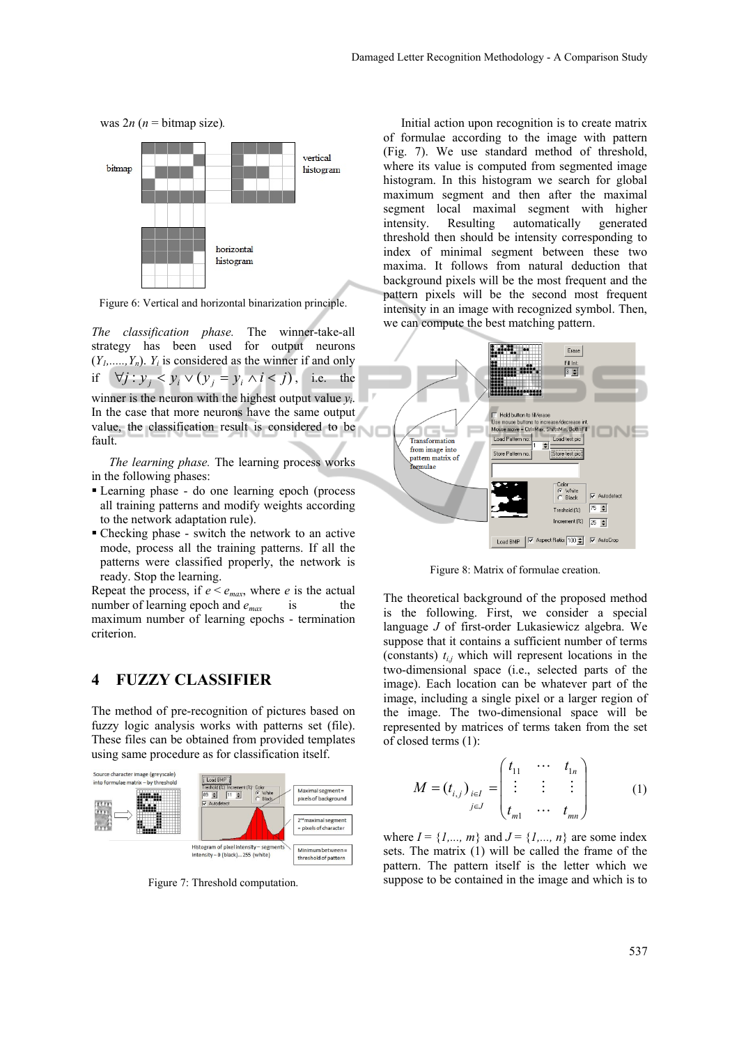was $2n$ ($n$ = bitmap size).

Figure 6: Vertical and horizontal binarization principle.

*The classification phase.* The winner-take-all strategy has been used for output neurons ($Y_1,.....,Y_n$). $Y_i$ is considered as the winner if and only if $\forall j : y_j < y_i \vee (y_j = y_i \wedge i < j)$, i.e. the winner is the neuron with the highest output value $y_i$. In the case that more neurons have the same output value, the classification result is considered to be fault.

*The learning phase.* The learning process works in the following phases:

- Learning phase - do one learning epoch (process all training patterns and modify weights according to the network adaptation rule).
- Checking phase - switch the network to an active mode, process all the training patterns. If all the patterns were classified properly, the network is ready. Stop the learning.

Repeat the process, if $e < e_{max}$, where $e$ is the actual number of learning epoch and $e_{max}$ is the maximum number of learning epochs - termination criterion.

## 4 FUZZY CLASSIFIER

The method of pre-recognition of pictures based on fuzzy logic analysis works with patterns set (file). These files can be obtained from provided templates using same procedure as for classification itself.

Figure 7: Threshold computation.

Initial action upon recognition is to create matrix of formulae according to the image with pattern (Fig. 7). We use standard method of threshold, where its value is computed from segmented image histogram. In this histogram we search for global maximum segment and then after the maximal segment local maximal segment with higher intensity. Resulting automatically generated threshold then should be intensity corresponding to index of minimal segment between these two maxima. It follows from natural deduction that background pixels will be the most frequent and the pattern pixels will be the second most frequent intensity in an image with recognized symbol. Then, we can compute the best matching pattern.

Figure 8: Matrix of formulae creation.

The theoretical background of the proposed method is the following. First, we consider a special language $J$ of first-order Lukasiewicz algebra. We suppose that it contains a sufficient number of terms (constants) $t_{i,j}$ which will represent locations in the two-dimensional space (i.e., selected parts of the image). Each location can be whatever part of the image, including a single pixel or a larger region of the image. The two-dimensional space will be represented by matrices of terms taken from the set of closed terms (1):

$$M = (t_{i,j})_{\substack{i \in I \\ j \in J}} = \begin{pmatrix} t_{11} & \cdots & t_{1n} \\ \vdots & \vdots & \vdots \\ t_{m1} & \cdots & t_{mn} \end{pmatrix} \qquad (1)$$

where $I = \{1,..., m\}$ and $J = \{1,..., n\}$ are some index sets. The matrix (1) will be called the frame of the pattern. The pattern itself is the letter which we suppose to be contained in the image and which is to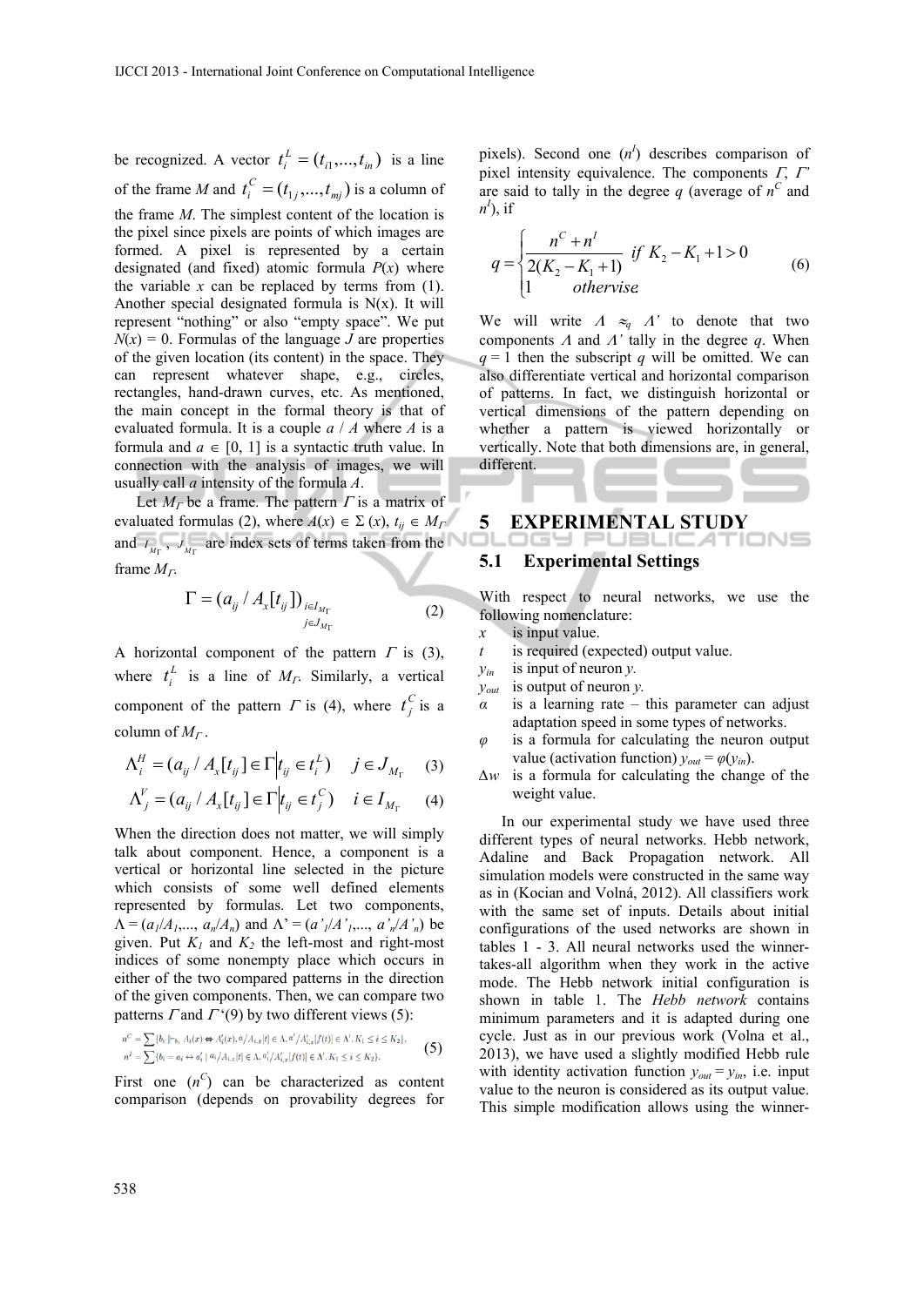be recognized. A vector $t_i^L = (t_{i1},...,t_{in})$ is a line of the frame $M$ and $t_i^C = (t_{1j},...,t_{mj})$ is a column of the frame $M$. The simplest content of the location is the pixel since pixels are points of which images are formed. A pixel is represented by a certain designated (and fixed) atomic formula $P(x)$ where the variable $x$ can be replaced by terms from (1). Another special designated formula is N(x). It will represent "nothing" or also "empty space". We put $N(x) = 0$. Formulas of the language $J$ are properties of the given location (its content) in the space. They can represent whatever shape, e.g., circles, rectangles, hand-drawn curves, etc. As mentioned, the main concept in the formal theory is that of evaluated formula. It is a couple $a$ / $A$ where $A$ is a formula and $a \in [0, 1]$ is a syntactic truth value. In connection with the analysis of images, we will usually call $a$ intensity of the formula $A$.

Let $M_\Gamma$ be a frame. The pattern $\Gamma$ is a matrix of evaluated formulas (2), where $A(x) \in \Sigma(x)$, $t_{ij} \in M_\Gamma$ and $I_{M_\Gamma}$, $J_{M_\Gamma}$ are index sets of terms taken from the frame $M_\Gamma$.

$$\Gamma = (a_{ij} / A_x[t_{ij}])_{\substack{i \in I_{M_\Gamma} \\ j \in J_{M_\Gamma}}} \tag{2}$$

A horizontal component of the pattern $\Gamma$ is (3), where $t_i^L$ is a line of $M_\Gamma$. Similarly, a vertical component of the pattern $\Gamma$ is (4), where $t_j^C$ is a column of $M_\Gamma$.

$$\Lambda_i^H = (a_{ij} / A_x[t_{ij}] \in \Gamma \,|\, t_{ij} \in t_i^L) \quad j \in J_{M_\Gamma} \tag{3}$$

$$\Lambda_j^V = (a_{ij} / A_x[t_{ij}] \in \Gamma \,|\, t_{ij} \in t_j^C) \quad i \in I_{M_\Gamma} \tag{4}$$

When the direction does not matter, we will simply talk about component. Hence, a component is a vertical or horizontal line selected in the picture which consists of some well defined elements represented by formulas. Let two components, $\Lambda = (a_1/A_1,..., a_n/A_n)$ and $\Lambda' = (a'_1/A'_1,..., a'_n/A'_n)$ be given. Put $K_1$ and $K_2$ the left-most and right-most indices of some nonempty place which occurs in either of the two compared patterns in the direction of the given components. Then, we can compare two patterns $\Gamma$ and $\Gamma'$(9) by two different views (5):

$$\begin{aligned} n^C &= \sum \{b_i \,|\!\vdash_{b_i} A_i(x) \Leftrightarrow A'_i(x), a/A_{i,x}[t] \in \Lambda, a'/A'_{i,x}[f(t)] \in \Lambda', K_1 \le i \le K_2\}, \\ n^I &= \sum \{b_i = a_i \leftrightarrow a'_i \,|\, a_i/A_{i,x}[t] \in \Lambda, a'_i/A'_{i,x}[f(t)] \in \Lambda', K_1 \le i \le K_2\}. \end{aligned} \tag{5}$$

First one ($n^C$) can be characterized as content comparison (depends on provability degrees for pixels). Second one ($n^I$) describes comparison of pixel intensity equivalence. The components $\Gamma$, $\Gamma'$ are said to tally in the degree $q$ (average of $n^C$ and $n^I$), if

$$q = \begin{cases} \dfrac{n^C + n^I}{2(K_2 - K_1 + 1)} & \text{if } K_2 - K_1 + 1 > 0 \\ 1 & \text{othervise} \end{cases} \tag{6}$$

We will write $\Lambda \approx_q \Lambda'$ to denote that two components $\Lambda$ and $\Lambda'$ tally in the degree $q$. When $q = 1$ then the subscript $q$ will be omitted. We can also differentiate vertical and horizontal comparison of patterns. In fact, we distinguish horizontal or vertical dimensions of the pattern depending on whether a pattern is viewed horizontally or vertically. Note that both dimensions are, in general, different.

## 5 EXPERIMENTAL STUDY

### 5.1 Experimental Settings

With respect to neural networks, we use the following nomenclature:

- $x$ is input value.
- $t$ is required (expected) output value.
- $y_{in}$ is input of neuron $y$.
- $y_{out}$ is output of neuron $y$.
- $\alpha$ is a learning rate – this parameter can adjust adaptation speed in some types of networks.
- $\varphi$ is a formula for calculating the neuron output value (activation function) $y_{out} = \varphi(y_{in})$.
- $\Delta w$ is a formula for calculating the change of the weight value.

In our experimental study we have used three different types of neural networks. Hebb network, Adaline and Back Propagation network. All simulation models were constructed in the same way as in (Kocian and Volná, 2012). All classifiers work with the same set of inputs. Details about initial configurations of the used networks are shown in tables 1 - 3. All neural networks used the winner-takes-all algorithm when they work in the active mode. The Hebb network initial configuration is shown in table 1. The *Hebb network* contains minimum parameters and it is adapted during one cycle. Just as in our previous work (Volna et al., 2013), we have used a slightly modified Hebb rule with identity activation function $y_{out} = y_{in}$, i.e. input value to the neuron is considered as its output value. This simple modification allows using the winner-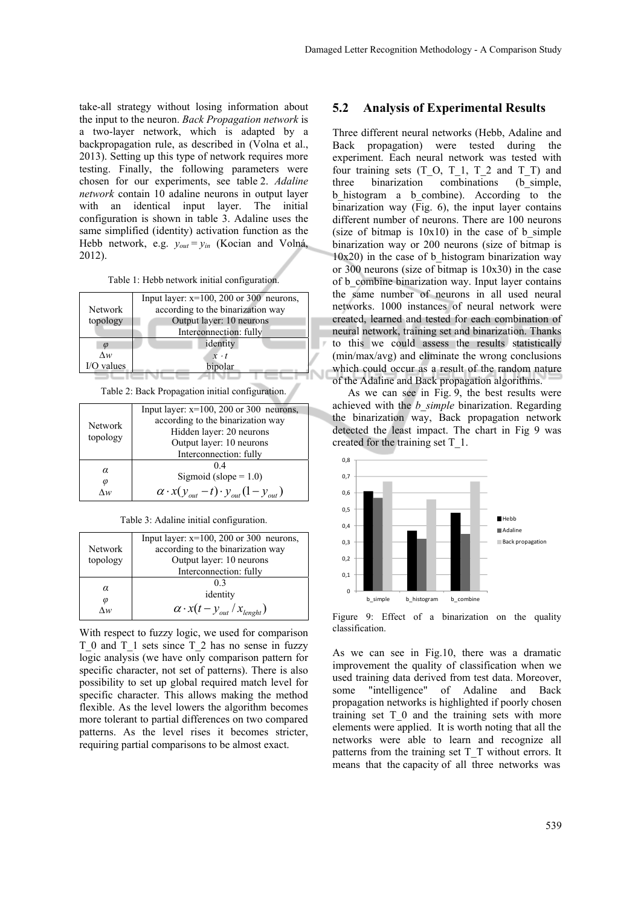take-all strategy without losing information about the input to the neuron. *Back Propagation network* is a two-layer network, which is adapted by a backpropagation rule, as described in (Volna et al., 2013). Setting up this type of network requires more testing. Finally, the following parameters were chosen for our experiments, see table 2. *Adaline network* contain 10 adaline neurons in output layer with an identical input layer. The initial configuration is shown in table 3. Adaline uses the same simplified (identity) activation function as the Hebb network, e.g. $y_{out} = y_{in}$ (Kocian and Volná, 2012).

Table 1: Hebb network initial configuration.

| | |
|---|---|
| Network topology | Input layer: x=100, 200 or 300 neurons, according to the binarization way<br>Output layer: 10 neurons<br>Interconnection: fully |
| $\varphi$<br>$\Delta w$<br>I/O values | identity<br>$x \cdot t$<br>bipolar |

Table 2: Back Propagation initial configuration.

| | |
|---|---|
| Network topology | Input layer: x=100, 200 or 300 neurons, according to the binarization way<br>Hidden layer: 20 neurons<br>Output layer: 10 neurons<br>Interconnection: fully |
| $\alpha$<br>$\varphi$<br>$\Delta w$ | 0.4<br>Sigmoid (slope = 1.0)<br>$\alpha \cdot x(y_{out} - t) \cdot y_{out}(1 - y_{out})$ |

Table 3: Adaline initial configuration.

| | |
|---|---|
| Network topology | Input layer: x=100, 200 or 300 neurons, according to the binarization way<br>Output layer: 10 neurons<br>Interconnection: fully |
| $\alpha$<br>$\varphi$<br>$\Delta w$ | 0.3<br>identity<br>$\alpha \cdot x(t - y_{out} / x_{lenght})$ |

With respect to fuzzy logic, we used for comparison T_0 and T_1 sets since T_2 has no sense in fuzzy logic analysis (we have only comparison pattern for specific character, not set of patterns). There is also possibility to set up global required match level for specific character. This allows making the method flexible. As the level lowers the algorithm becomes more tolerant to partial differences on two compared patterns. As the level rises it becomes stricter, requiring partial comparisons to be almost exact.

## 5.2 Analysis of Experimental Results

Three different neural networks (Hebb, Adaline and Back propagation) were tested during the experiment. Each neural network was tested with four training sets (T_O, T_1, T_2 and T_T) and three binarization combinations (b_simple, b_histogram a b_combine). According to the binarization way (Fig. 6), the input layer contains different number of neurons. There are 100 neurons (size of bitmap is 10x10) in the case of b_simple binarization way or 200 neurons (size of bitmap is 10x20) in the case of b_histogram binarization way or 300 neurons (size of bitmap is 10x30) in the case of b_combine binarization way. Input layer contains the same number of neurons in all used neural networks. 1000 instances of neural network were created, learned and tested for each combination of neural network, training set and binarization. Thanks to this we could assess the results statistically (min/max/avg) and eliminate the wrong conclusions which could occur as a result of the random nature of the Adaline and Back propagation algorithms.

As we can see in Fig. 9, the best results were achieved with the *b_simple* binarization. Regarding the binarization way, Back propagation network detected the least impact. The chart in Fig 9 was created for the training set T_1.

Figure 9: Effect of a binarization on the quality classification.

As we can see in Fig.10, there was a dramatic improvement the quality of classification when we used training data derived from test data. Moreover, some "intelligence" of Adaline and Back propagation networks is highlighted if poorly chosen training set T_0 and the training sets with more elements were applied. It is worth noting that all the networks were able to learn and recognize all patterns from the training set T_T without errors. It means that the capacity of all three networks was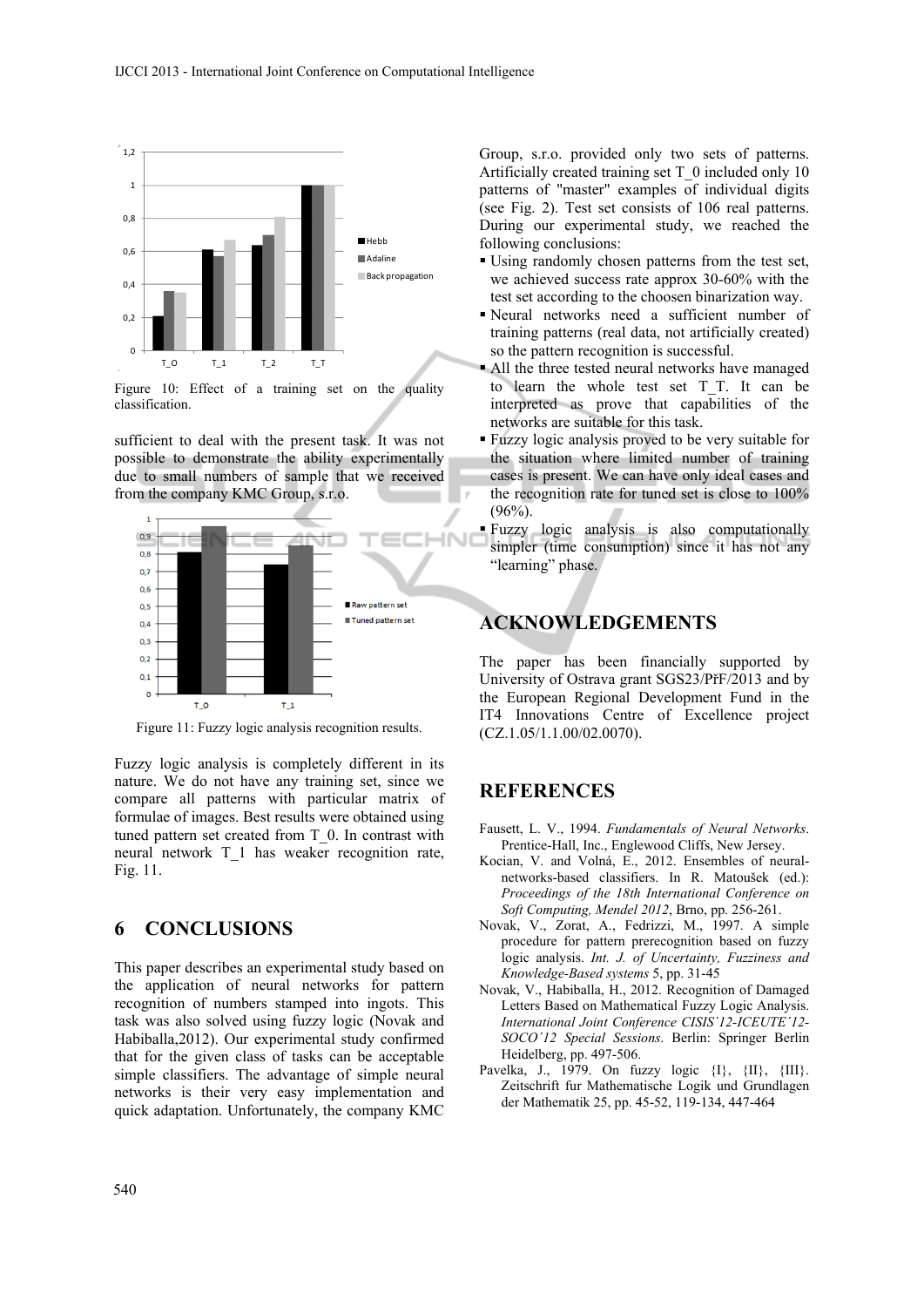Figure 10: Effect of a training set on the quality classification.

sufficient to deal with the present task. It was not possible to demonstrate the ability experimentally due to small numbers of sample that we received from the company KMC Group, s.r.o.

Figure 11: Fuzzy logic analysis recognition results.

Fuzzy logic analysis is completely different in its nature. We do not have any training set, since we compare all patterns with particular matrix of formulae of images. Best results were obtained using tuned pattern set created from T_0. In contrast with neural network T_1 has weaker recognition rate, Fig. 11.

## 6 CONCLUSIONS

This paper describes an experimental study based on the application of neural networks for pattern recognition of numbers stamped into ingots. This task was also solved using fuzzy logic (Novak and Habiballa,2012). Our experimental study confirmed that for the given class of tasks can be acceptable simple classifiers. The advantage of simple neural networks is their very easy implementation and quick adaptation. Unfortunately, the company KMC Group, s.r.o. provided only two sets of patterns. Artificially created training set T_0 included only 10 patterns of "master" examples of individual digits (see Fig. 2). Test set consists of 106 real patterns. During our experimental study, we reached the following conclusions:

- Using randomly chosen patterns from the test set, we achieved success rate approx 30-60% with the test set according to the choosen binarization way.
- Neural networks need a sufficient number of training patterns (real data, not artificially created) so the pattern recognition is successful.
- All the three tested neural networks have managed to learn the whole test set T_T. It can be interpreted as prove that capabilities of the networks are suitable for this task.
- Fuzzy logic analysis proved to be very suitable for the situation where limited number of training cases is present. We can have only ideal cases and the recognition rate for tuned set is close to 100% (96%).
- Fuzzy logic analysis is also computationally simpler (time consumption) since it has not any "learning" phase.

## ACKNOWLEDGEMENTS

The paper has been financially supported by University of Ostrava grant SGS23/PřF/2013 and by the European Regional Development Fund in the IT4 Innovations Centre of Excellence project (CZ.1.05/1.1.00/02.0070).

## REFERENCES

Fausett, L. V., 1994. *Fundamentals of Neural Networks*. Prentice-Hall, Inc., Englewood Cliffs, New Jersey.

Kocian, V. and Volná, E., 2012. Ensembles of neural-networks-based classifiers. In R. Matoušek (ed.): *Proceedings of the 18th International Conference on Soft Computing, Mendel 2012*, Brno, pp. 256-261.

Novak, V., Zorat, A., Fedrizzi, M., 1997. A simple procedure for pattern prerecognition based on fuzzy logic analysis. *Int. J. of Uncertainty, Fuzziness and Knowledge-Based systems* 5, pp. 31-45

Novak, V., Habiballa, H., 2012. Recognition of Damaged Letters Based on Mathematical Fuzzy Logic Analysis. *International Joint Conference CISIS´12-ICEUTE´12-SOCO´12 Special Sessions*. Berlin: Springer Berlin Heidelberg, pp. 497-506.

Pavelka, J., 1979. On fuzzy logic {I}, {II}, {III}. Zeitschrift fur Mathematische Logik und Grundlagen der Mathematik 25, pp. 45-52, 119-134, 447-464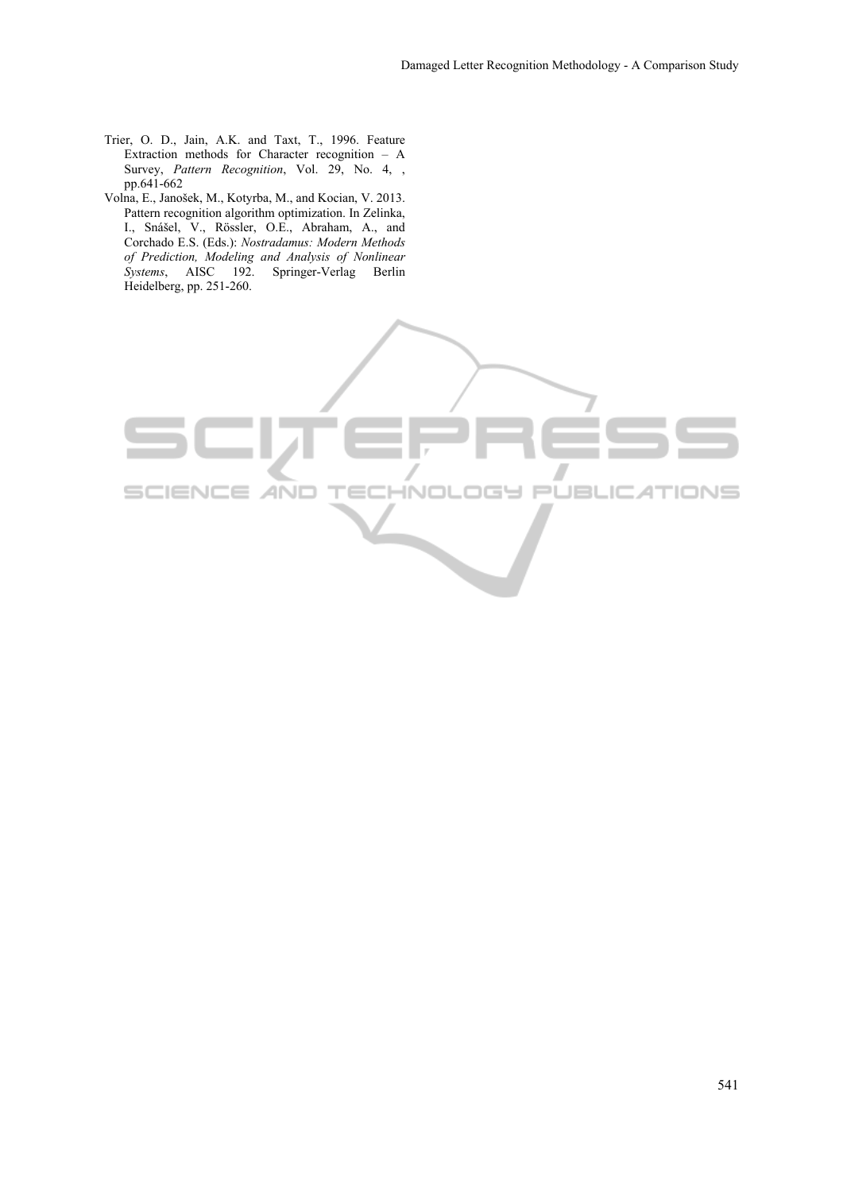Trier, O. D., Jain, A.K. and Taxt, T., 1996. Feature Extraction methods for Character recognition – A Survey, *Pattern Recognition*, Vol. 29, No. 4, , pp.641-662

Volna, E., Janošek, M., Kotyrba, M., and Kocian, V. 2013. Pattern recognition algorithm optimization. In Zelinka, I., Snášel, V., Rössler, O.E., Abraham, A., and Corchado E.S. (Eds.): *Nostradamus: Modern Methods of Prediction, Modeling and Analysis of Nonlinear Systems*, AISC 192. Springer-Verlag Berlin Heidelberg, pp. 251-260.